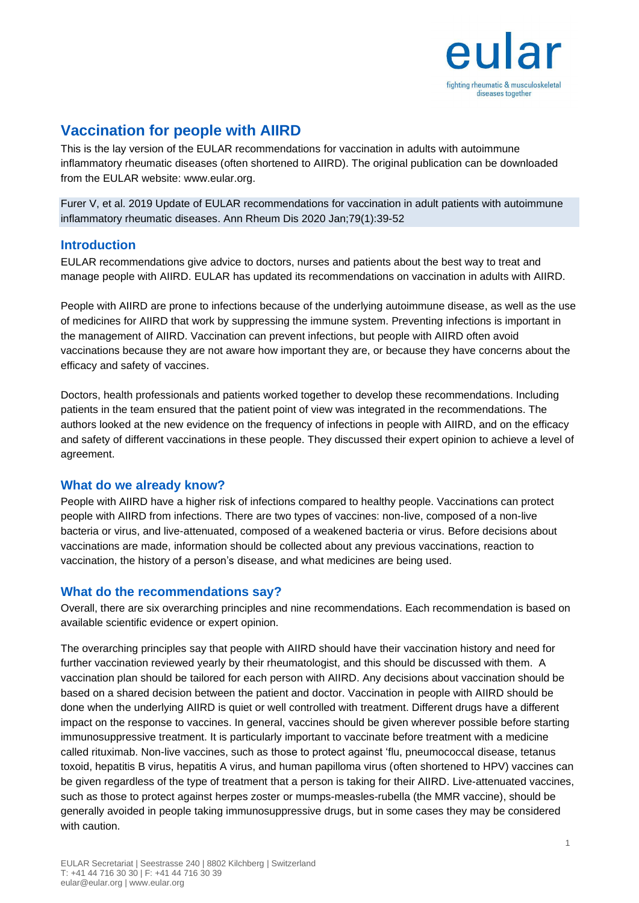# Vaccination for people with AIIRD

This is the lay version of the EULAR recommendations for vaccination in adults with autoimmune inflammatory rheumatic diseases (often shortened to AIIRD). The original publication can be downloaded from the EULAR website: www.eular.org.

Furer V, et al. 2019 Update of EULAR recommendations for vaccination in adult patients with autoimmune inflammatory rheumatic diseases. Ann Rheum Dis 2020 Jan;79(1):39-52

## Introduction

EULAR recommendations give advice to doctors, nurses and patients about the best way to treat and manage people with AIIRD. EULAR has updated its recommendations on vaccination in adults with AIIRD.

People with AIIRD are prone to infections because of the underlying autoimmune disease, as well as the use of medicines for AIIRD that work by suppressing the immune system. Preventing infections is important in the management of AIIRD. Vaccination can prevent infections, but people with AIIRD often avoid vaccinations because they are not aware how important they are, or because they have concerns about the efficacy and safety of vaccines.

Doctors, health professionals and patients worked together to develop these recommendations. Including patients in the team ensured that the patient point of view was integrated in the recommendations. The authors looked at the new evidence on the frequency of infections in people with AIIRD, and on the efficacy and safety of different vaccinations in these people. They discussed their expert opinion to achieve a level of agreement.

## What do we already know?

People with AIIRD have a higher risk of infections compared to healthy people. Vaccinations can protect people with AIIRD from infections. There are two types of vaccines: non-live, composed of a non-live bacteria or virus, and live-attenuated, composed of a weakened bacteria or virus. Before decisions about vaccinations are made, information should be collected about any previous vaccinations, reaction to vaccination, the history of a person's disease, and what medicines are being used.

## What do the recommendations say?

Overall, there are six overarching principles and nine recommendations. Each recommendation is based on available scientific evidence or expert opinion.

The overarching principles say that people with AIIRD should have their vaccination history and need for further vaccination reviewed yearly by their rheumatologist, and this should be discussed with them. A vaccination plan should be tailored for each person with AIIRD. Any decisions about vaccination should be based on a shared decision between the patient and doctor. Vaccination in people with AIIRD should be done when the underlying AIIRD is quiet or well controlled with treatment. Different drugs have a different impact on the response to vaccines. In general, vaccines should be given wherever possible before starting immunosuppressive treatment. It is particularly important to vaccinate before treatment with a medicine called rituximab. Non-live vaccines, such as those to protect against 'flu, pneumococcal disease, tetanus toxoid, hepatitis B virus, hepatitis A virus, and human papilloma virus (often shortened to HPV) vaccines can be given regardless of the type of treatment that a person is taking for their AIIRD. Live-attenuated vaccines, such as those to protect against herpes zoster or mumps-measles-rubella (the MMR vaccine), should be generally avoided in people taking immunosuppressive drugs, but in some cases they may be considered with caution.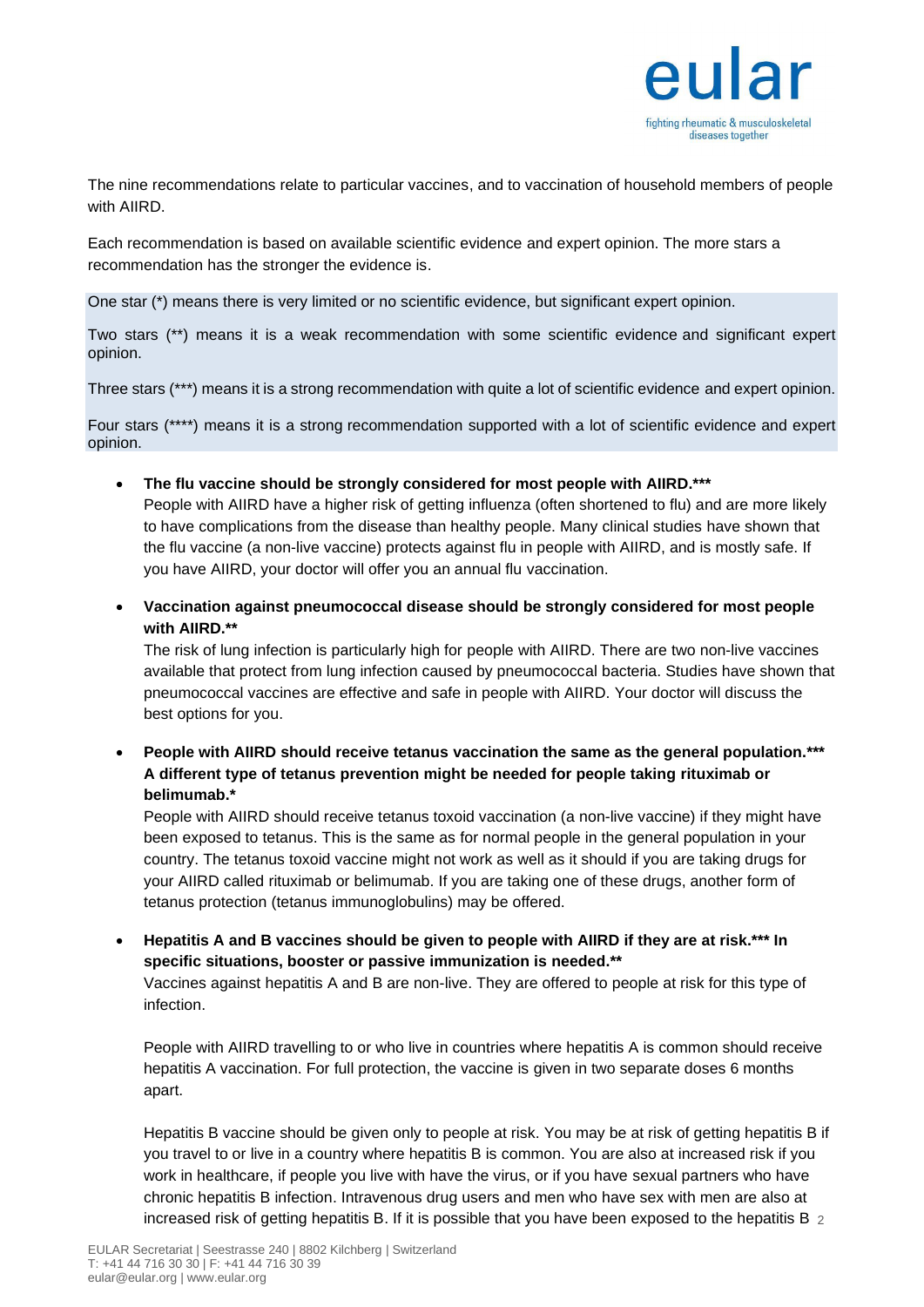The nine recommendations relate to particular vaccines, and to vaccination of household members of people with AIIRD.

Each recommendation is based on available scientific evidence and expert opinion. The more stars a recommendation has the stronger the evidence is.

One star (*) means there is very limited or no scientific evidence, but significant expert opinion.

Two stars (**) means it is a weak recommendation with some scientific evidence and significant expert opinion.

Three stars (***) means it is a strong recommendation with quite a lot of scientific evidence and expert opinion.

Four stars (****) means it is a strong recommendation supported with a lot of scientific evidence and expert opinion.

- **The flu vaccine should be strongly considered for most people with AIIRD.*****
  People with AIIRD have a higher risk of getting influenza (often shortened to flu) and are more likely to have complications from the disease than healthy people. Many clinical studies have shown that the flu vaccine (a non-live vaccine) protects against flu in people with AIIRD, and is mostly safe. If you have AIIRD, your doctor will offer you an annual flu vaccination.

- **Vaccination against pneumococcal disease should be strongly considered for most people with AIIRD.****
  The risk of lung infection is particularly high for people with AIIRD. There are two non-live vaccines available that protect from lung infection caused by pneumococcal bacteria. Studies have shown that pneumococcal vaccines are effective and safe in people with AIIRD. Your doctor will discuss the best options for you.

- **People with AIIRD should receive tetanus vaccination the same as the general population.*** A different type of tetanus prevention might be needed for people taking rituximab or belimumab.***
  People with AIIRD should receive tetanus toxoid vaccination (a non-live vaccine) if they might have been exposed to tetanus. This is the same as for normal people in the general population in your country. The tetanus toxoid vaccine might not work as well as it should if you are taking drugs for your AIIRD called rituximab or belimumab. If you are taking one of these drugs, another form of tetanus protection (tetanus immunoglobulins) may be offered.

- **Hepatitis A and B vaccines should be given to people with AIIRD if they are at risk.*** In specific situations, booster or passive immunization is needed.****
  Vaccines against hepatitis A and B are non-live. They are offered to people at risk for this type of infection.

  People with AIIRD travelling to or who live in countries where hepatitis A is common should receive hepatitis A vaccination. For full protection, the vaccine is given in two separate doses 6 months apart.

  Hepatitis B vaccine should be given only to people at risk. You may be at risk of getting hepatitis B if you travel to or live in a country where hepatitis B is common. You are also at increased risk if you work in healthcare, if people you live with have the virus, or if you have sexual partners who have chronic hepatitis B infection. Intravenous drug users and men who have sex with men are also at increased risk of getting hepatitis B. If it is possible that you have been exposed to the hepatitis B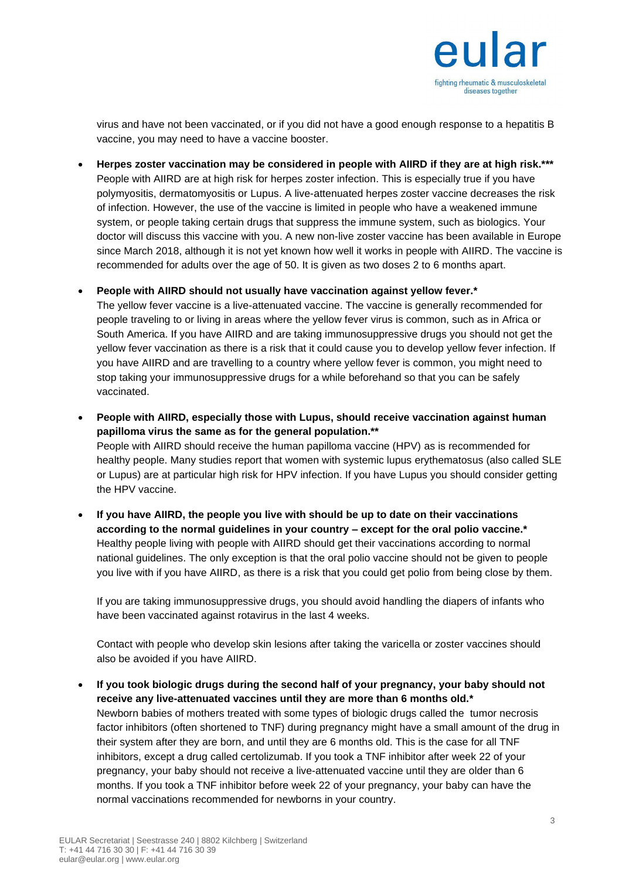virus and have not been vaccinated, or if you did not have a good enough response to a hepatitis B vaccine, you may need to have a vaccine booster.

- **Herpes zoster vaccination may be considered in people with AIIRD if they are at high risk.*****
  People with AIIRD are at high risk for herpes zoster infection. This is especially true if you have polymyositis, dermatomyositis or Lupus. A live-attenuated herpes zoster vaccine decreases the risk of infection. However, the use of the vaccine is limited in people who have a weakened immune system, or people taking certain drugs that suppress the immune system, such as biologics. Your doctor will discuss this vaccine with you. A new non-live zoster vaccine has been available in Europe since March 2018, although it is not yet known how well it works in people with AIIRD. The vaccine is recommended for adults over the age of 50. It is given as two doses 2 to 6 months apart.

- **People with AIIRD should not usually have vaccination against yellow fever.***
  The yellow fever vaccine is a live-attenuated vaccine. The vaccine is generally recommended for people traveling to or living in areas where the yellow fever virus is common, such as in Africa or South America. If you have AIIRD and are taking immunosuppressive drugs you should not get the yellow fever vaccination as there is a risk that it could cause you to develop yellow fever infection. If you have AIIRD and are travelling to a country where yellow fever is common, you might need to stop taking your immunosuppressive drugs for a while beforehand so that you can be safely vaccinated.

- **People with AIIRD, especially those with Lupus, should receive vaccination against human papilloma virus the same as for the general population.****
  People with AIIRD should receive the human papilloma vaccine (HPV) as is recommended for healthy people. Many studies report that women with systemic lupus erythematosus (also called SLE or Lupus) are at particular high risk for HPV infection. If you have Lupus you should consider getting the HPV vaccine.

- **If you have AIIRD, the people you live with should be up to date on their vaccinations according to the normal guidelines in your country – except for the oral polio vaccine.***
  Healthy people living with people with AIIRD should get their vaccinations according to normal national guidelines. The only exception is that the oral polio vaccine should not be given to people you live with if you have AIIRD, as there is a risk that you could get polio from being close by them.

  If you are taking immunosuppressive drugs, you should avoid handling the diapers of infants who have been vaccinated against rotavirus in the last 4 weeks.

  Contact with people who develop skin lesions after taking the varicella or zoster vaccines should also be avoided if you have AIIRD.

- **If you took biologic drugs during the second half of your pregnancy, your baby should not receive any live-attenuated vaccines until they are more than 6 months old.***
  Newborn babies of mothers treated with some types of biologic drugs called the tumor necrosis factor inhibitors (often shortened to TNF) during pregnancy might have a small amount of the drug in their system after they are born, and until they are 6 months old. This is the case for all TNF inhibitors, except a drug called certolizumab. If you took a TNF inhibitor after week 22 of your pregnancy, your baby should not receive a live-attenuated vaccine until they are older than 6 months. If you took a TNF inhibitor before week 22 of your pregnancy, your baby can have the normal vaccinations recommended for newborns in your country.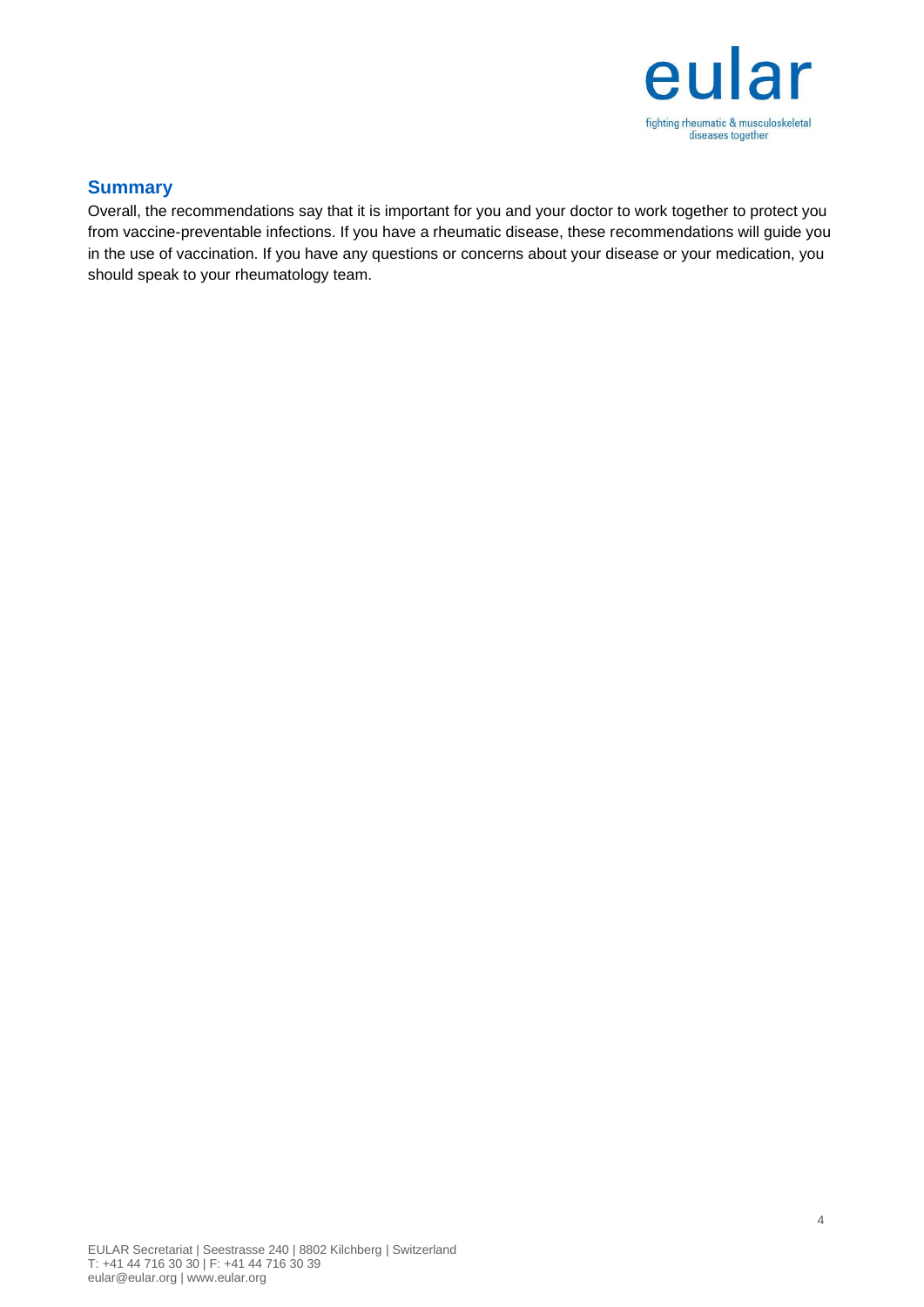## Summary

Overall, the recommendations say that it is important for you and your doctor to work together to protect you from vaccine-preventable infections. If you have a rheumatic disease, these recommendations will guide you in the use of vaccination. If you have any questions or concerns about your disease or your medication, you should speak to your rheumatology team.